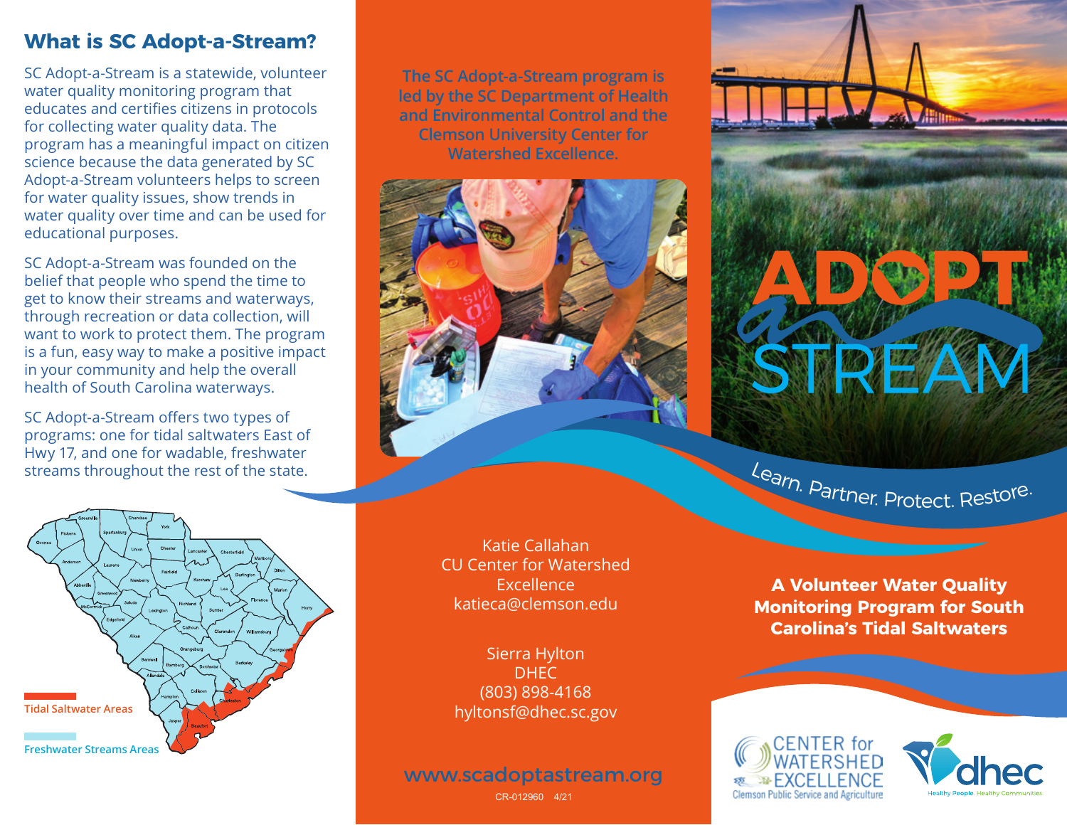## What is SC Adopt-a-Stream?

SC Adopt-a-Stream is a statewide, volunteer water quality monitoring program that educates and certifies citizens in protocols for collecting water quality data. The program has a meaningful impact on citizen science because the data generated by SC Adopt-a-Stream volunteers helps to screen for water quality issues, show trends in water quality over time and can be used for educational purposes.

SC Adopt-a-Stream was founded on the belief that people who spend the time to get to know their streams and waterways, through recreation or data collection, will want to work to protect them. The program is a fun, easy way to make a positive impact in your community and help the overall health of South Carolina waterways.

SC Adopt-a-Stream offers two types of programs: one for tidal saltwaters East of Hwy 17, and one for wadable, freshwater streams throughout the rest of the state.

Tidal Saltwater Areas

Freshwater Streams Areas

**The SC Adopt-a-Stream program is led by the SC Department of Health and Environmental Control and the Clemson University Center for Watershed Excellence.**

Katie Callahan
CU Center for Watershed Excellence
katieca@clemson.edu

Sierra Hylton
DHEC
(803) 898-4168
hyltonsf@dhec.sc.gov

www.scadoptastream.org

CR-012960 4/21

# ADOPT a STREAM

Learn. Partner. Protect. Restore.

**A Volunteer Water Quality Monitoring Program for South Carolina's Tidal Saltwaters**

CENTER for WATERSHED EXCELLENCE
Clemson Public Service and Agriculture

dhec
Healthy People. Healthy Communities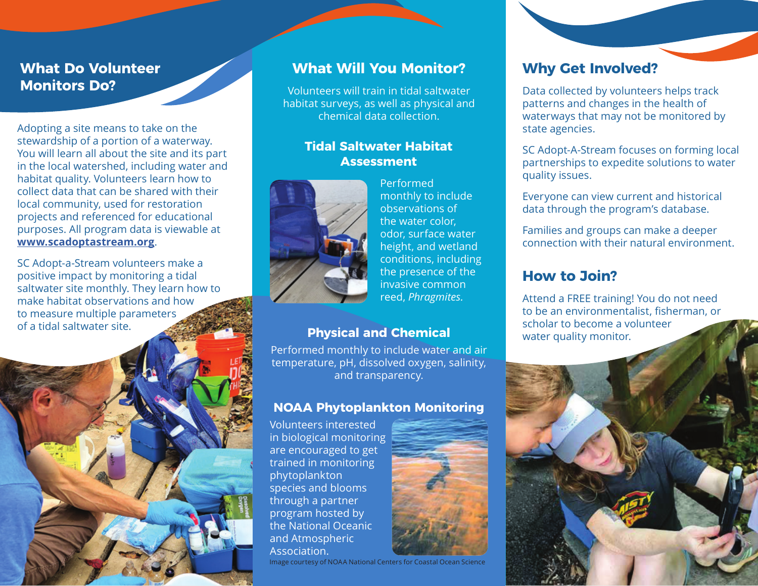## What Do Volunteer Monitors Do?

Adopting a site means to take on the stewardship of a portion of a waterway. You will learn all about the site and its part in the local watershed, including water and habitat quality. Volunteers learn how to collect data that can be shared with their local community, used for restoration projects and referenced for educational purposes. All program data is viewable at **www.scadoptastream.org**.

SC Adopt-a-Stream volunteers make a positive impact by monitoring a tidal saltwater site monthly. They learn how to make habitat observations and how to measure multiple parameters of a tidal saltwater site.

## What Will You Monitor?

Volunteers will train in tidal saltwater habitat surveys, as well as physical and chemical data collection.

### Tidal Saltwater Habitat Assessment

Performed monthly to include observations of the water color, odor, surface water height, and wetland conditions, including the presence of the invasive common reed, *Phragmites.*

### Physical and Chemical

Performed monthly to include water and air temperature, pH, dissolved oxygen, salinity, and transparency.

### NOAA Phytoplankton Monitoring

Volunteers interested in biological monitoring are encouraged to get trained in monitoring phytoplankton species and blooms through a partner program hosted by the National Oceanic and Atmospheric Association.

Image courtesy of NOAA National Centers for Coastal Ocean Science

## Why Get Involved?

Data collected by volunteers helps track patterns and changes in the health of waterways that may not be monitored by state agencies.

SC Adopt-A-Stream focuses on forming local partnerships to expedite solutions to water quality issues.

Everyone can view current and historical data through the program's database.

Families and groups can make a deeper connection with their natural environment.

## How to Join?

Attend a FREE training! You do not need to be an environmentalist, fisherman, or scholar to become a volunteer water quality monitor.